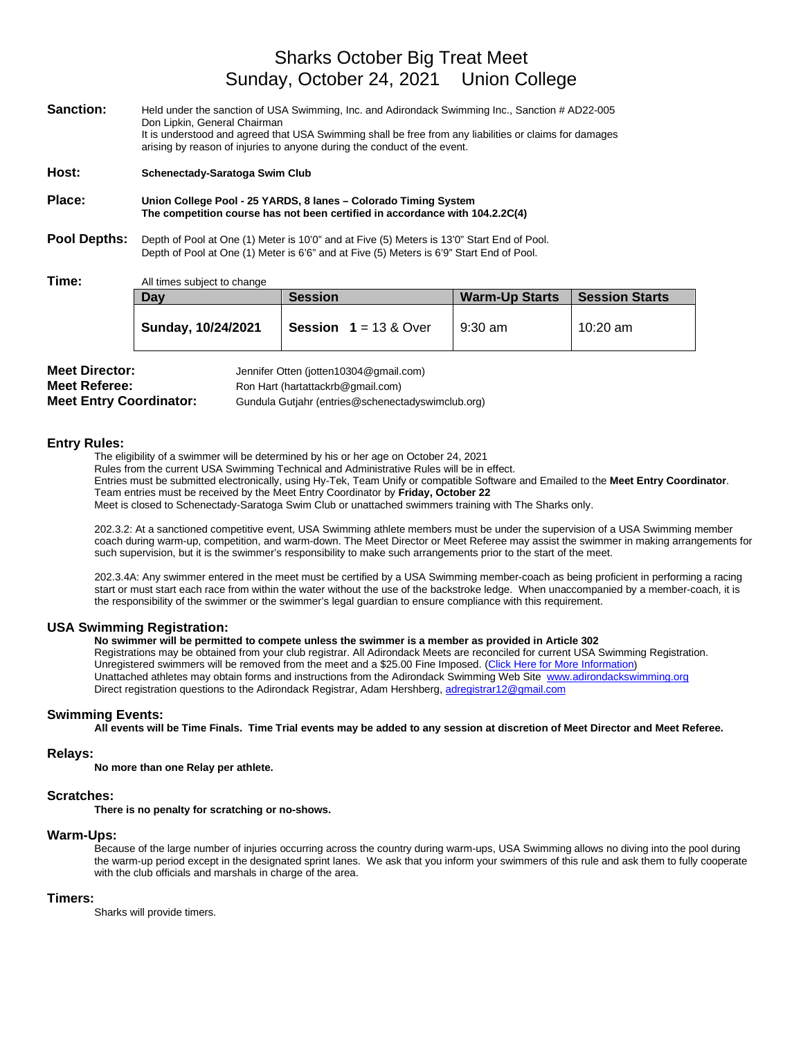# Sharks October Big Treat Meet
# Sunday, October 24, 2021 Union College

**Sanction:** Held under the sanction of USA Swimming, Inc. and Adirondack Swimming Inc., Sanction # AD22-005
Don Lipkin, General Chairman
It is understood and agreed that USA Swimming shall be free from any liabilities or claims for damages arising by reason of injuries to anyone during the conduct of the event.

**Host:** **Schenectady-Saratoga Swim Club**

**Place:** **Union College Pool - 25 YARDS, 8 lanes – Colorado Timing System**
**The competition course has not been certified in accordance with 104.2.2C(4)**

**Pool Depths:** Depth of Pool at One (1) Meter is 10'0" and at Five (5) Meters is 13'0" Start End of Pool.
Depth of Pool at One (1) Meter is 6'6" and at Five (5) Meters is 6'9" Start End of Pool.

**Time:** All times subject to change

| Day | Session | Warm-Up Starts | Session Starts |
|---|---|---|---|
| **Sunday, 10/24/2021** | **Session 1** = 13 & Over | 9:30 am | 10:20 am |

**Meet Director:** Jennifer Otten (jotten10304@gmail.com)
**Meet Referee:** Ron Hart (hartattackrb@gmail.com)
**Meet Entry Coordinator:** Gundula Gutjahr (entries@schenectadyswimclub.org)

## Entry Rules:

The eligibility of a swimmer will be determined by his or her age on October 24, 2021
Rules from the current USA Swimming Technical and Administrative Rules will be in effect.
Entries must be submitted electronically, using Hy-Tek, Team Unify or compatible Software and Emailed to the **Meet Entry Coordinator**.
Team entries must be received by the Meet Entry Coordinator by **Friday, October 22**
Meet is closed to Schenectady-Saratoga Swim Club or unattached swimmers training with The Sharks only.

202.3.2: At a sanctioned competitive event, USA Swimming athlete members must be under the supervision of a USA Swimming member coach during warm-up, competition, and warm-down. The Meet Director or Meet Referee may assist the swimmer in making arrangements for such supervision, but it is the swimmer's responsibility to make such arrangements prior to the start of the meet.

202.3.4A: Any swimmer entered in the meet must be certified by a USA Swimming member-coach as being proficient in performing a racing start or must start each race from within the water without the use of the backstroke ledge. When unaccompanied by a member-coach, it is the responsibility of the swimmer or the swimmer's legal guardian to ensure compliance with this requirement.

## USA Swimming Registration:

**No swimmer will be permitted to compete unless the swimmer is a member as provided in Article 302**
Registrations may be obtained from your club registrar. All Adirondack Meets are reconciled for current USA Swimming Registration.
Unregistered swimmers will be removed from the meet and a $25.00 Fine Imposed. (Click Here for More Information)
Unattached athletes may obtain forms and instructions from the Adirondack Swimming Web Site www.adirondackswimming.org
Direct registration questions to the Adirondack Registrar, Adam Hershberg, adregistrar12@gmail.com

## Swimming Events:

**All events will be Time Finals. Time Trial events may be added to any session at discretion of Meet Director and Meet Referee.**

## Relays:

**No more than one Relay per athlete.**

## Scratches:

**There is no penalty for scratching or no-shows.**

## Warm-Ups:

Because of the large number of injuries occurring across the country during warm-ups, USA Swimming allows no diving into the pool during the warm-up period except in the designated sprint lanes. We ask that you inform your swimmers of this rule and ask them to fully cooperate with the club officials and marshals in charge of the area.

## Timers:

Sharks will provide timers.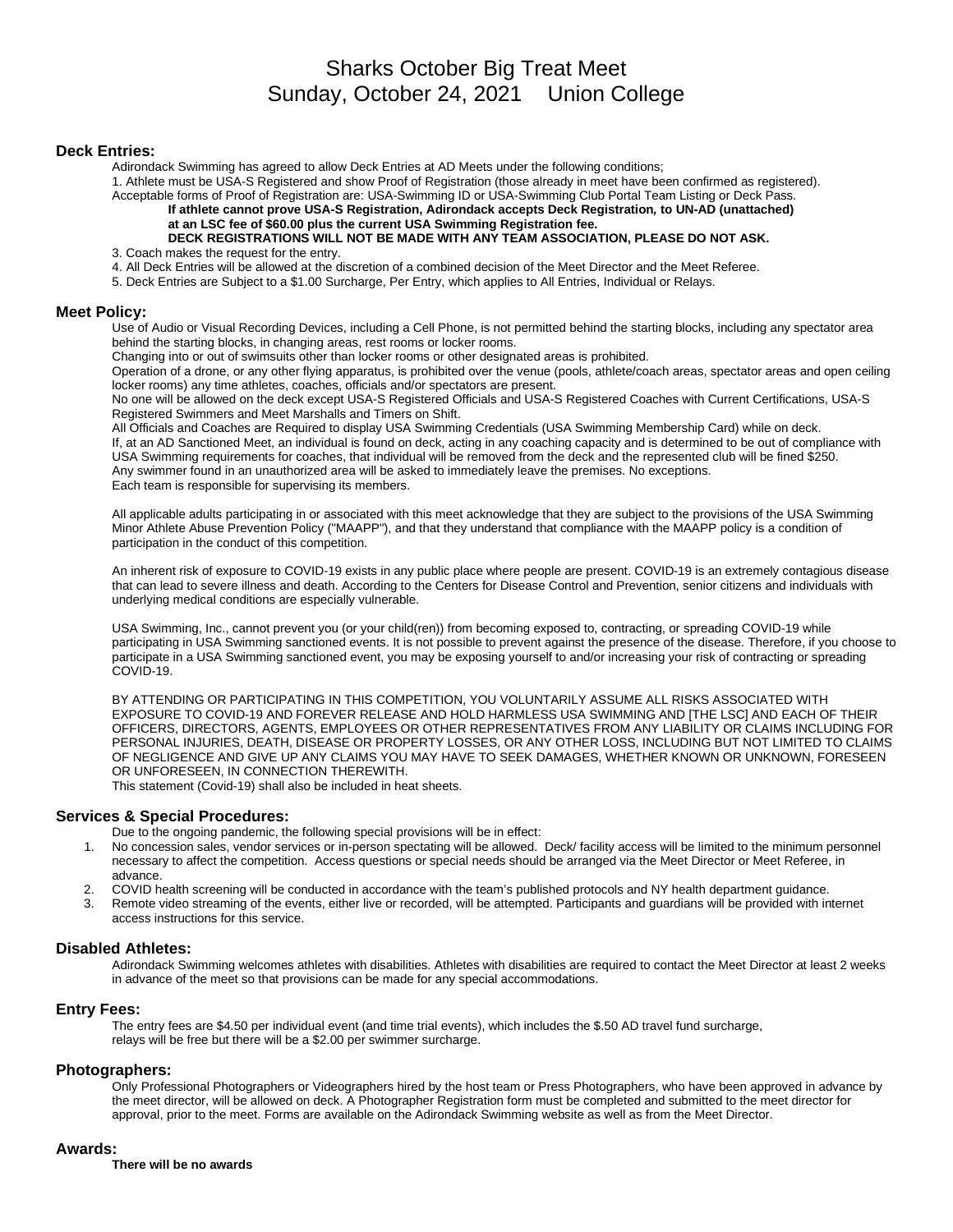# Sharks October Big Treat Meet
# Sunday, October 24, 2021 Union College

## Deck Entries:

Adirondack Swimming has agreed to allow Deck Entries at AD Meets under the following conditions;

1. Athlete must be USA-S Registered and show Proof of Registration (those already in meet have been confirmed as registered).
Acceptable forms of Proof of Registration are: USA-Swimming ID or USA-Swimming Club Portal Team Listing or Deck Pass.
**If athlete cannot prove USA-S Registration, Adirondack accepts Deck Registration, to UN-AD (unattached) at an LSC fee of $60.00 plus the current USA Swimming Registration fee.**
**DECK REGISTRATIONS WILL NOT BE MADE WITH ANY TEAM ASSOCIATION, PLEASE DO NOT ASK.**
3. Coach makes the request for the entry.
4. All Deck Entries will be allowed at the discretion of a combined decision of the Meet Director and the Meet Referee.
5. Deck Entries are Subject to a $1.00 Surcharge, Per Entry, which applies to All Entries, Individual or Relays.

## Meet Policy:

Use of Audio or Visual Recording Devices, including a Cell Phone, is not permitted behind the starting blocks, including any spectator area behind the starting blocks, in changing areas, rest rooms or locker rooms.
Changing into or out of swimsuits other than locker rooms or other designated areas is prohibited.
Operation of a drone, or any other flying apparatus, is prohibited over the venue (pools, athlete/coach areas, spectator areas and open ceiling locker rooms) any time athletes, coaches, officials and/or spectators are present.
No one will be allowed on the deck except USA-S Registered Officials and USA-S Registered Coaches with Current Certifications, USA-S Registered Swimmers and Meet Marshalls and Timers on Shift.
All Officials and Coaches are Required to display USA Swimming Credentials (USA Swimming Membership Card) while on deck.
If, at an AD Sanctioned Meet, an individual is found on deck, acting in any coaching capacity and is determined to be out of compliance with USA Swimming requirements for coaches, that individual will be removed from the deck and the represented club will be fined $250.
Any swimmer found in an unauthorized area will be asked to immediately leave the premises. No exceptions.
Each team is responsible for supervising its members.

All applicable adults participating in or associated with this meet acknowledge that they are subject to the provisions of the USA Swimming Minor Athlete Abuse Prevention Policy ("MAAPP"), and that they understand that compliance with the MAAPP policy is a condition of participation in the conduct of this competition.

An inherent risk of exposure to COVID-19 exists in any public place where people are present. COVID-19 is an extremely contagious disease that can lead to severe illness and death. According to the Centers for Disease Control and Prevention, senior citizens and individuals with underlying medical conditions are especially vulnerable.

USA Swimming, Inc., cannot prevent you (or your child(ren)) from becoming exposed to, contracting, or spreading COVID-19 while participating in USA Swimming sanctioned events. It is not possible to prevent against the presence of the disease. Therefore, if you choose to participate in a USA Swimming sanctioned event, you may be exposing yourself to and/or increasing your risk of contracting or spreading COVID-19.

BY ATTENDING OR PARTICIPATING IN THIS COMPETITION, YOU VOLUNTARILY ASSUME ALL RISKS ASSOCIATED WITH EXPOSURE TO COVID-19 AND FOREVER RELEASE AND HOLD HARMLESS USA SWIMMING AND [THE LSC] AND EACH OF THEIR OFFICERS, DIRECTORS, AGENTS, EMPLOYEES OR OTHER REPRESENTATIVES FROM ANY LIABILITY OR CLAIMS INCLUDING FOR PERSONAL INJURIES, DEATH, DISEASE OR PROPERTY LOSSES, OR ANY OTHER LOSS, INCLUDING BUT NOT LIMITED TO CLAIMS OF NEGLIGENCE AND GIVE UP ANY CLAIMS YOU MAY HAVE TO SEEK DAMAGES, WHETHER KNOWN OR UNKNOWN, FORESEEN OR UNFORESEEN, IN CONNECTION THEREWITH.
This statement (Covid-19) shall also be included in heat sheets.

## Services & Special Procedures:

Due to the ongoing pandemic, the following special provisions will be in effect:

1. No concession sales, vendor services or in-person spectating will be allowed. Deck/ facility access will be limited to the minimum personnel necessary to affect the competition. Access questions or special needs should be arranged via the Meet Director or Meet Referee, in advance.
2. COVID health screening will be conducted in accordance with the team's published protocols and NY health department guidance.
3. Remote video streaming of the events, either live or recorded, will be attempted. Participants and guardians will be provided with internet access instructions for this service.

## Disabled Athletes:

Adirondack Swimming welcomes athletes with disabilities. Athletes with disabilities are required to contact the Meet Director at least 2 weeks in advance of the meet so that provisions can be made for any special accommodations.

## Entry Fees:

The entry fees are $4.50 per individual event (and time trial events), which includes the $.50 AD travel fund surcharge, relays will be free but there will be a $2.00 per swimmer surcharge.

## Photographers:

Only Professional Photographers or Videographers hired by the host team or Press Photographers, who have been approved in advance by the meet director, will be allowed on deck. A Photographer Registration form must be completed and submitted to the meet director for approval, prior to the meet. Forms are available on the Adirondack Swimming website as well as from the Meet Director.

## Awards:

**There will be no awards**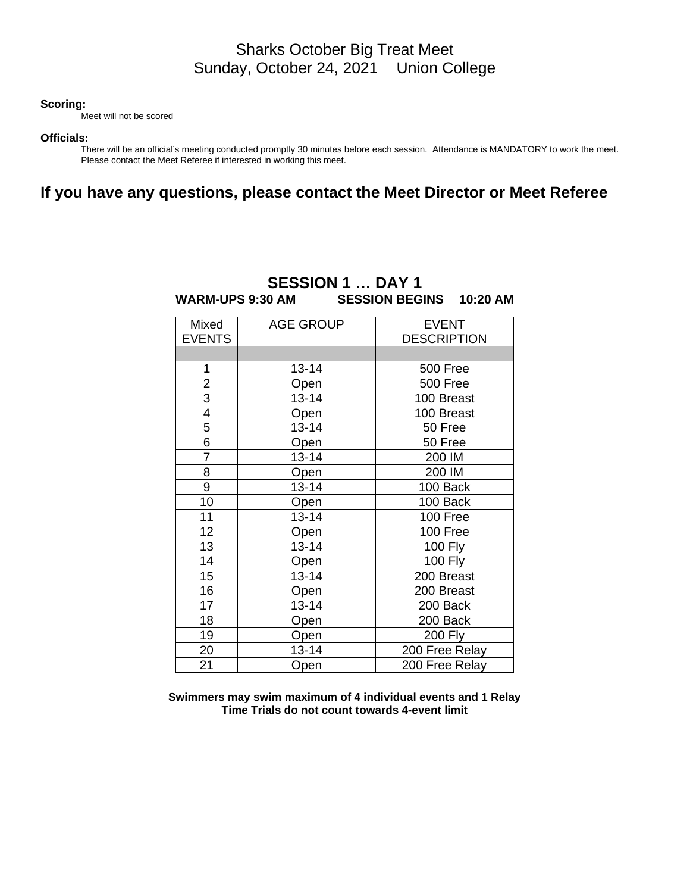# Sharks October Big Treat Meet
## Sunday, October 24, 2021 Union College

**Scoring:**

Meet will not be scored

**Officials:**

There will be an official's meeting conducted promptly 30 minutes before each session. Attendance is MANDATORY to work the meet. Please contact the Meet Referee if interested in working this meet.

## If you have any questions, please contact the Meet Director or Meet Referee

## SESSION 1 … DAY 1

**WARM-UPS 9:30 AM SESSION BEGINS 10:20 AM**

| Mixed EVENTS | AGE GROUP | EVENT DESCRIPTION |
|---|---|---|
| | | |
| 1 | 13-14 | 500 Free |
| 2 | Open | 500 Free |
| 3 | 13-14 | 100 Breast |
| 4 | Open | 100 Breast |
| 5 | 13-14 | 50 Free |
| 6 | Open | 50 Free |
| 7 | 13-14 | 200 IM |
| 8 | Open | 200 IM |
| 9 | 13-14 | 100 Back |
| 10 | Open | 100 Back |
| 11 | 13-14 | 100 Free |
| 12 | Open | 100 Free |
| 13 | 13-14 | 100 Fly |
| 14 | Open | 100 Fly |
| 15 | 13-14 | 200 Breast |
| 16 | Open | 200 Breast |
| 17 | 13-14 | 200 Back |
| 18 | Open | 200 Back |
| 19 | Open | 200 Fly |
| 20 | 13-14 | 200 Free Relay |
| 21 | Open | 200 Free Relay |

**Swimmers may swim maximum of 4 individual events and 1 Relay**
**Time Trials do not count towards 4-event limit**